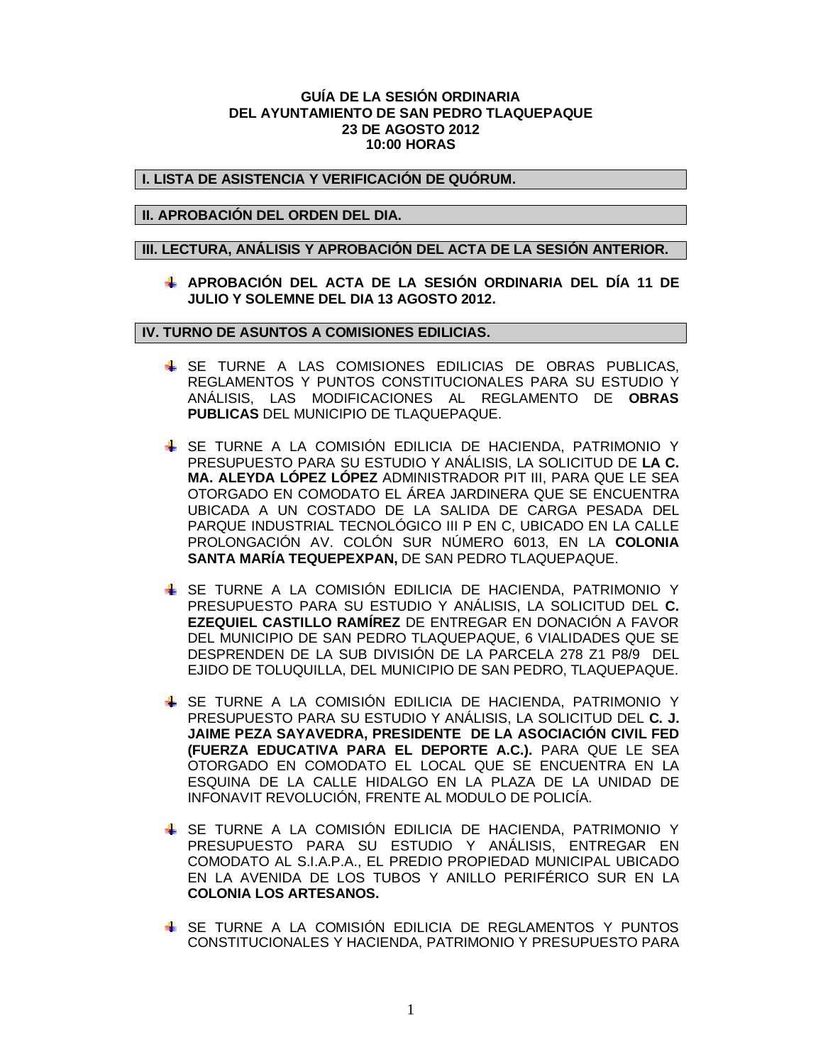**GUÍA DE LA SESIÓN ORDINARIA**
**DEL AYUNTAMIENTO DE SAN PEDRO TLAQUEPAQUE**
**23 DE AGOSTO 2012**
**10:00 HORAS**

## I. LISTA DE ASISTENCIA Y VERIFICACIÓN DE QUÓRUM.

## II. APROBACIÓN DEL ORDEN DEL DIA.

## III. LECTURA, ANÁLISIS Y APROBACIÓN DEL ACTA DE LA SESIÓN ANTERIOR.

- **APROBACIÓN DEL ACTA DE LA SESIÓN ORDINARIA DEL DÍA 11 DE JULIO Y SOLEMNE DEL DIA 13 AGOSTO 2012.**

## IV. TURNO DE ASUNTOS A COMISIONES EDILICIAS.

- SE TURNE A LAS COMISIONES EDILICIAS DE OBRAS PUBLICAS, REGLAMENTOS Y PUNTOS CONSTITUCIONALES PARA SU ESTUDIO Y ANÁLISIS, LAS MODIFICACIONES AL REGLAMENTO DE **OBRAS PUBLICAS** DEL MUNICIPIO DE TLAQUEPAQUE.

- SE TURNE A LA COMISIÓN EDILICIA DE HACIENDA, PATRIMONIO Y PRESUPUESTO PARA SU ESTUDIO Y ANÁLISIS, LA SOLICITUD DE **LA C. MA. ALEYDA LÓPEZ LÓPEZ** ADMINISTRADOR PIT III, PARA QUE LE SEA OTORGADO EN COMODATO EL ÁREA JARDINERA QUE SE ENCUENTRA UBICADA A UN COSTADO DE LA SALIDA DE CARGA PESADA DEL PARQUE INDUSTRIAL TECNOLÓGICO III P EN C, UBICADO EN LA CALLE PROLONGACIÓN AV. COLÓN SUR NÚMERO 6013, EN LA **COLONIA SANTA MARÍA TEQUEPEXPAN,** DE SAN PEDRO TLAQUEPAQUE.

- SE TURNE A LA COMISIÓN EDILICIA DE HACIENDA, PATRIMONIO Y PRESUPUESTO PARA SU ESTUDIO Y ANÁLISIS, LA SOLICITUD DEL **C. EZEQUIEL CASTILLO RAMÍREZ** DE ENTREGAR EN DONACIÓN A FAVOR DEL MUNICIPIO DE SAN PEDRO TLAQUEPAQUE, 6 VIALIDADES QUE SE DESPRENDEN DE LA SUB DIVISIÓN DE LA PARCELA 278 Z1 P8/9 DEL EJIDO DE TOLUQUILLA, DEL MUNICIPIO DE SAN PEDRO, TLAQUEPAQUE.

- SE TURNE A LA COMISIÓN EDILICIA DE HACIENDA, PATRIMONIO Y PRESUPUESTO PARA SU ESTUDIO Y ANÁLISIS, LA SOLICITUD DEL **C. J. JAIME PEZA SAYAVEDRA, PRESIDENTE DE LA ASOCIACIÓN CIVIL FED (FUERZA EDUCATIVA PARA EL DEPORTE A.C.).** PARA QUE LE SEA OTORGADO EN COMODATO EL LOCAL QUE SE ENCUENTRA EN LA ESQUINA DE LA CALLE HIDALGO EN LA PLAZA DE LA UNIDAD DE INFONAVIT REVOLUCIÓN, FRENTE AL MODULO DE POLICÍA.

- SE TURNE A LA COMISIÓN EDILICIA DE HACIENDA, PATRIMONIO Y PRESUPUESTO PARA SU ESTUDIO Y ANÁLISIS, ENTREGAR EN COMODATO AL S.I.A.P.A., EL PREDIO PROPIEDAD MUNICIPAL UBICADO EN LA AVENIDA DE LOS TUBOS Y ANILLO PERIFÉRICO SUR EN LA **COLONIA LOS ARTESANOS.**

- SE TURNE A LA COMISIÓN EDILICIA DE REGLAMENTOS Y PUNTOS CONSTITUCIONALES Y HACIENDA, PATRIMONIO Y PRESUPUESTO PARA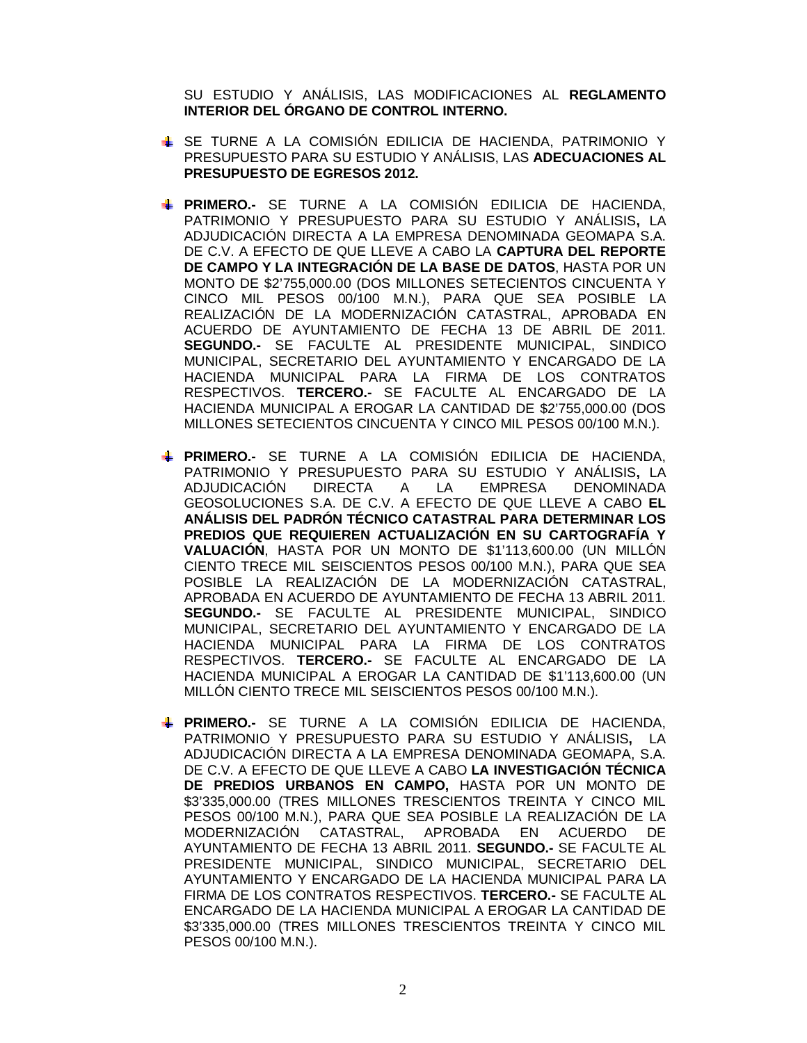SU ESTUDIO Y ANÁLISIS, LAS MODIFICACIONES AL **REGLAMENTO INTERIOR DEL ÓRGANO DE CONTROL INTERNO.**

- SE TURNE A LA COMISIÓN EDILICIA DE HACIENDA, PATRIMONIO Y PRESUPUESTO PARA SU ESTUDIO Y ANÁLISIS, LAS **ADECUACIONES AL PRESUPUESTO DE EGRESOS 2012.**

- **PRIMERO.-** SE TURNE A LA COMISIÓN EDILICIA DE HACIENDA, PATRIMONIO Y PRESUPUESTO PARA SU ESTUDIO Y ANÁLISIS**,** LA ADJUDICACIÓN DIRECTA A LA EMPRESA DENOMINADA GEOMAPA S.A. DE C.V. A EFECTO DE QUE LLEVE A CABO LA **CAPTURA DEL REPORTE DE CAMPO Y LA INTEGRACIÓN DE LA BASE DE DATOS**, HASTA POR UN MONTO DE $2'755,000.00 (DOS MILLONES SETECIENTOS CINCUENTA Y CINCO MIL PESOS 00/100 M.N.), PARA QUE SEA POSIBLE LA REALIZACIÓN DE LA MODERNIZACIÓN CATASTRAL, APROBADA EN ACUERDO DE AYUNTAMIENTO DE FECHA 13 DE ABRIL DE 2011. **SEGUNDO.-** SE FACULTE AL PRESIDENTE MUNICIPAL, SINDICO MUNICIPAL, SECRETARIO DEL AYUNTAMIENTO Y ENCARGADO DE LA HACIENDA MUNICIPAL PARA LA FIRMA DE LOS CONTRATOS RESPECTIVOS. **TERCERO.-** SE FACULTE AL ENCARGADO DE LA HACIENDA MUNICIPAL A EROGAR LA CANTIDAD DE $2'755,000.00 (DOS MILLONES SETECIENTOS CINCUENTA Y CINCO MIL PESOS 00/100 M.N.).

- **PRIMERO.-** SE TURNE A LA COMISIÓN EDILICIA DE HACIENDA, PATRIMONIO Y PRESUPUESTO PARA SU ESTUDIO Y ANÁLISIS**,** LA ADJUDICACIÓN DIRECTA A LA EMPRESA DENOMINADA GEOSOLUCIONES S.A. DE C.V. A EFECTO DE QUE LLEVE A CABO **EL ANÁLISIS DEL PADRÓN TÉCNICO CATASTRAL PARA DETERMINAR LOS PREDIOS QUE REQUIEREN ACTUALIZACIÓN EN SU CARTOGRAFÍA Y VALUACIÓN**, HASTA POR UN MONTO DE $1'113,600.00 (UN MILLÓN CIENTO TRECE MIL SEISCIENTOS PESOS 00/100 M.N.), PARA QUE SEA POSIBLE LA REALIZACIÓN DE LA MODERNIZACIÓN CATASTRAL, APROBADA EN ACUERDO DE AYUNTAMIENTO DE FECHA 13 ABRIL 2011. **SEGUNDO.-** SE FACULTE AL PRESIDENTE MUNICIPAL, SINDICO MUNICIPAL, SECRETARIO DEL AYUNTAMIENTO Y ENCARGADO DE LA HACIENDA MUNICIPAL PARA LA FIRMA DE LOS CONTRATOS RESPECTIVOS. **TERCERO.-** SE FACULTE AL ENCARGADO DE LA HACIENDA MUNICIPAL A EROGAR LA CANTIDAD DE $1'113,600.00 (UN MILLÓN CIENTO TRECE MIL SEISCIENTOS PESOS 00/100 M.N.).

- **PRIMERO.-** SE TURNE A LA COMISIÓN EDILICIA DE HACIENDA, PATRIMONIO Y PRESUPUESTO PARA SU ESTUDIO Y ANÁLISIS**,** LA ADJUDICACIÓN DIRECTA A LA EMPRESA DENOMINADA GEOMAPA, S.A. DE C.V. A EFECTO DE QUE LLEVE A CABO **LA INVESTIGACIÓN TÉCNICA DE PREDIOS URBANOS EN CAMPO,** HASTA POR UN MONTO DE $3'335,000.00 (TRES MILLONES TRESCIENTOS TREINTA Y CINCO MIL PESOS 00/100 M.N.), PARA QUE SEA POSIBLE LA REALIZACIÓN DE LA MODERNIZACIÓN CATASTRAL, APROBADA EN ACUERDO DE AYUNTAMIENTO DE FECHA 13 ABRIL 2011. **SEGUNDO.-** SE FACULTE AL PRESIDENTE MUNICIPAL, SINDICO MUNICIPAL, SECRETARIO DEL AYUNTAMIENTO Y ENCARGADO DE LA HACIENDA MUNICIPAL PARA LA FIRMA DE LOS CONTRATOS RESPECTIVOS. **TERCERO.-** SE FACULTE AL ENCARGADO DE LA HACIENDA MUNICIPAL A EROGAR LA CANTIDAD DE $3'335,000.00 (TRES MILLONES TRESCIENTOS TREINTA Y CINCO MIL PESOS 00/100 M.N.).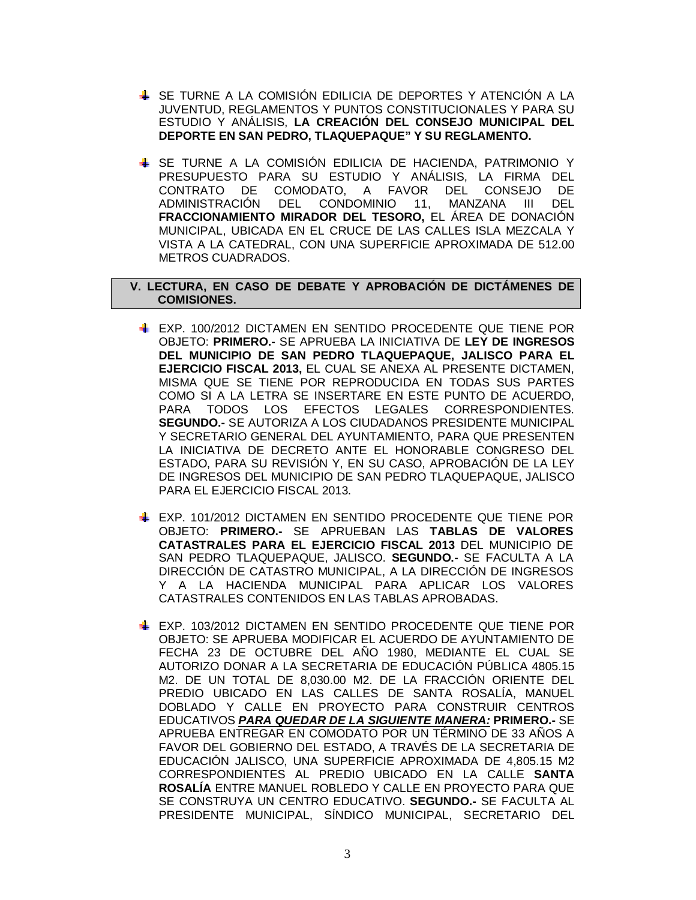- SE TURNE A LA COMISIÓN EDILICIA DE DEPORTES Y ATENCIÓN A LA JUVENTUD, REGLAMENTOS Y PUNTOS CONSTITUCIONALES Y PARA SU ESTUDIO Y ANÁLISIS, **LA CREACIÓN DEL CONSEJO MUNICIPAL DEL DEPORTE EN SAN PEDRO, TLAQUEPAQUE" Y SU REGLAMENTO.**

- SE TURNE A LA COMISIÓN EDILICIA DE HACIENDA, PATRIMONIO Y PRESUPUESTO PARA SU ESTUDIO Y ANÁLISIS, LA FIRMA DEL CONTRATO DE COMODATO, A FAVOR DEL CONSEJO DE ADMINISTRACIÓN DEL CONDOMINIO 11, MANZANA III DEL **FRACCIONAMIENTO MIRADOR DEL TESORO,** EL ÁREA DE DONACIÓN MUNICIPAL, UBICADA EN EL CRUCE DE LAS CALLES ISLA MEZCALA Y VISTA A LA CATEDRAL, CON UNA SUPERFICIE APROXIMADA DE 512.00 METROS CUADRADOS.

## V. LECTURA, EN CASO DE DEBATE Y APROBACIÓN DE DICTÁMENES DE COMISIONES.

- EXP. 100/2012 DICTAMEN EN SENTIDO PROCEDENTE QUE TIENE POR OBJETO: **PRIMERO.-** SE APRUEBA LA INICIATIVA DE **LEY DE INGRESOS DEL MUNICIPIO DE SAN PEDRO TLAQUEPAQUE, JALISCO PARA EL EJERCICIO FISCAL 2013,** EL CUAL SE ANEXA AL PRESENTE DICTAMEN, MISMA QUE SE TIENE POR REPRODUCIDA EN TODAS SUS PARTES COMO SI A LA LETRA SE INSERTARE EN ESTE PUNTO DE ACUERDO, PARA TODOS LOS EFECTOS LEGALES CORRESPONDIENTES. **SEGUNDO.-** SE AUTORIZA A LOS CIUDADANOS PRESIDENTE MUNICIPAL Y SECRETARIO GENERAL DEL AYUNTAMIENTO, PARA QUE PRESENTEN LA INICIATIVA DE DECRETO ANTE EL HONORABLE CONGRESO DEL ESTADO, PARA SU REVISIÓN Y, EN SU CASO, APROBACIÓN DE LA LEY DE INGRESOS DEL MUNICIPIO DE SAN PEDRO TLAQUEPAQUE, JALISCO PARA EL EJERCICIO FISCAL 2013.

- EXP. 101/2012 DICTAMEN EN SENTIDO PROCEDENTE QUE TIENE POR OBJETO: **PRIMERO.-** SE APRUEBAN LAS **TABLAS DE VALORES CATASTRALES PARA EL EJERCICIO FISCAL 2013** DEL MUNICIPIO DE SAN PEDRO TLAQUEPAQUE, JALISCO. **SEGUNDO.-** SE FACULTA A LA DIRECCIÓN DE CATASTRO MUNICIPAL, A LA DIRECCIÓN DE INGRESOS Y A LA HACIENDA MUNICIPAL PARA APLICAR LOS VALORES CATASTRALES CONTENIDOS EN LAS TABLAS APROBADAS.

- EXP. 103/2012 DICTAMEN EN SENTIDO PROCEDENTE QUE TIENE POR OBJETO: SE APRUEBA MODIFICAR EL ACUERDO DE AYUNTAMIENTO DE FECHA 23 DE OCTUBRE DEL AÑO 1980, MEDIANTE EL CUAL SE AUTORIZO DONAR A LA SECRETARIA DE EDUCACIÓN PÚBLICA 4805.15 M2. DE UN TOTAL DE 8,030.00 M2. DE LA FRACCIÓN ORIENTE DEL PREDIO UBICADO EN LAS CALLES DE SANTA ROSALÍA, MANUEL DOBLADO Y CALLE EN PROYECTO PARA CONSTRUIR CENTROS EDUCATIVOS ***<u>PARA QUEDAR DE LA SIGUIENTE MANERA:</u>*** **PRIMERO.-** SE APRUEBA ENTREGAR EN COMODATO POR UN TÉRMINO DE 33 AÑOS A FAVOR DEL GOBIERNO DEL ESTADO, A TRAVÉS DE LA SECRETARIA DE EDUCACIÓN JALISCO, UNA SUPERFICIE APROXIMADA DE 4,805.15 M2 CORRESPONDIENTES AL PREDIO UBICADO EN LA CALLE **SANTA ROSALÍA** ENTRE MANUEL ROBLEDO Y CALLE EN PROYECTO PARA QUE SE CONSTRUYA UN CENTRO EDUCATIVO. **SEGUNDO.-** SE FACULTA AL PRESIDENTE MUNICIPAL, SÍNDICO MUNICIPAL, SECRETARIO DEL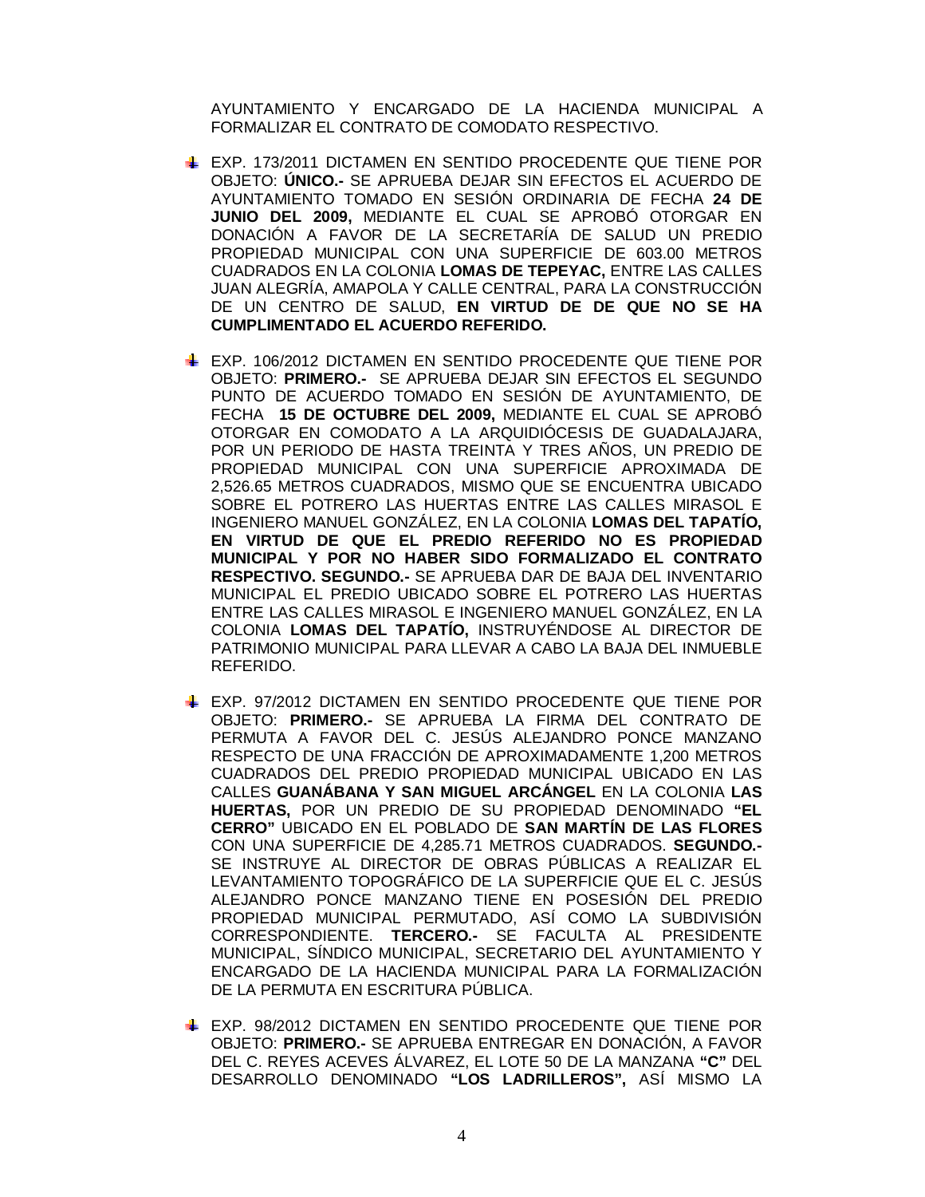AYUNTAMIENTO Y ENCARGADO DE LA HACIENDA MUNICIPAL A FORMALIZAR EL CONTRATO DE COMODATO RESPECTIVO.

- EXP. 173/2011 DICTAMEN EN SENTIDO PROCEDENTE QUE TIENE POR OBJETO: **ÚNICO.-** SE APRUEBA DEJAR SIN EFECTOS EL ACUERDO DE AYUNTAMIENTO TOMADO EN SESIÓN ORDINARIA DE FECHA **24 DE JUNIO DEL 2009,** MEDIANTE EL CUAL SE APROBÓ OTORGAR EN DONACIÓN A FAVOR DE LA SECRETARÍA DE SALUD UN PREDIO PROPIEDAD MUNICIPAL CON UNA SUPERFICIE DE 603.00 METROS CUADRADOS EN LA COLONIA **LOMAS DE TEPEYAC,** ENTRE LAS CALLES JUAN ALEGRÍA, AMAPOLA Y CALLE CENTRAL, PARA LA CONSTRUCCIÓN DE UN CENTRO DE SALUD, **EN VIRTUD DE DE QUE NO SE HA CUMPLIMENTADO EL ACUERDO REFERIDO.**

- EXP. 106/2012 DICTAMEN EN SENTIDO PROCEDENTE QUE TIENE POR OBJETO: **PRIMERO.-** SE APRUEBA DEJAR SIN EFECTOS EL SEGUNDO PUNTO DE ACUERDO TOMADO EN SESIÓN DE AYUNTAMIENTO, DE FECHA **15 DE OCTUBRE DEL 2009,** MEDIANTE EL CUAL SE APROBÓ OTORGAR EN COMODATO A LA ARQUIDIÓCESIS DE GUADALAJARA, POR UN PERIODO DE HASTA TREINTA Y TRES AÑOS, UN PREDIO DE PROPIEDAD MUNICIPAL CON UNA SUPERFICIE APROXIMADA DE 2,526.65 METROS CUADRADOS, MISMO QUE SE ENCUENTRA UBICADO SOBRE EL POTRERO LAS HUERTAS ENTRE LAS CALLES MIRASOL E INGENIERO MANUEL GONZÁLEZ, EN LA COLONIA **LOMAS DEL TAPATÍO, EN VIRTUD DE QUE EL PREDIO REFERIDO NO ES PROPIEDAD MUNICIPAL Y POR NO HABER SIDO FORMALIZADO EL CONTRATO RESPECTIVO. SEGUNDO.-** SE APRUEBA DAR DE BAJA DEL INVENTARIO MUNICIPAL EL PREDIO UBICADO SOBRE EL POTRERO LAS HUERTAS ENTRE LAS CALLES MIRASOL E INGENIERO MANUEL GONZÁLEZ, EN LA COLONIA **LOMAS DEL TAPATÍO,** INSTRUYÉNDOSE AL DIRECTOR DE PATRIMONIO MUNICIPAL PARA LLEVAR A CABO LA BAJA DEL INMUEBLE REFERIDO.

- EXP. 97/2012 DICTAMEN EN SENTIDO PROCEDENTE QUE TIENE POR OBJETO: **PRIMERO.-** SE APRUEBA LA FIRMA DEL CONTRATO DE PERMUTA A FAVOR DEL C. JESÚS ALEJANDRO PONCE MANZANO RESPECTO DE UNA FRACCIÓN DE APROXIMADAMENTE 1,200 METROS CUADRADOS DEL PREDIO PROPIEDAD MUNICIPAL UBICADO EN LAS CALLES **GUANÁBANA Y SAN MIGUEL ARCÁNGEL** EN LA COLONIA **LAS HUERTAS,** POR UN PREDIO DE SU PROPIEDAD DENOMINADO **"EL CERRO"** UBICADO EN EL POBLADO DE **SAN MARTÍN DE LAS FLORES** CON UNA SUPERFICIE DE 4,285.71 METROS CUADRADOS. **SEGUNDO.-** SE INSTRUYE AL DIRECTOR DE OBRAS PÚBLICAS A REALIZAR EL LEVANTAMIENTO TOPOGRÁFICO DE LA SUPERFICIE QUE EL C. JESÚS ALEJANDRO PONCE MANZANO TIENE EN POSESIÓN DEL PREDIO PROPIEDAD MUNICIPAL PERMUTADO, ASÍ COMO LA SUBDIVISIÓN CORRESPONDIENTE. **TERCERO.-** SE FACULTA AL PRESIDENTE MUNICIPAL, SÍNDICO MUNICIPAL, SECRETARIO DEL AYUNTAMIENTO Y ENCARGADO DE LA HACIENDA MUNICIPAL PARA LA FORMALIZACIÓN DE LA PERMUTA EN ESCRITURA PÚBLICA.

- EXP. 98/2012 DICTAMEN EN SENTIDO PROCEDENTE QUE TIENE POR OBJETO: **PRIMERO.-** SE APRUEBA ENTREGAR EN DONACIÓN, A FAVOR DEL C. REYES ACEVES ÁLVAREZ, EL LOTE 50 DE LA MANZANA **"C"** DEL DESARROLLO DENOMINADO **"LOS LADRILLEROS",** ASÍ MISMO LA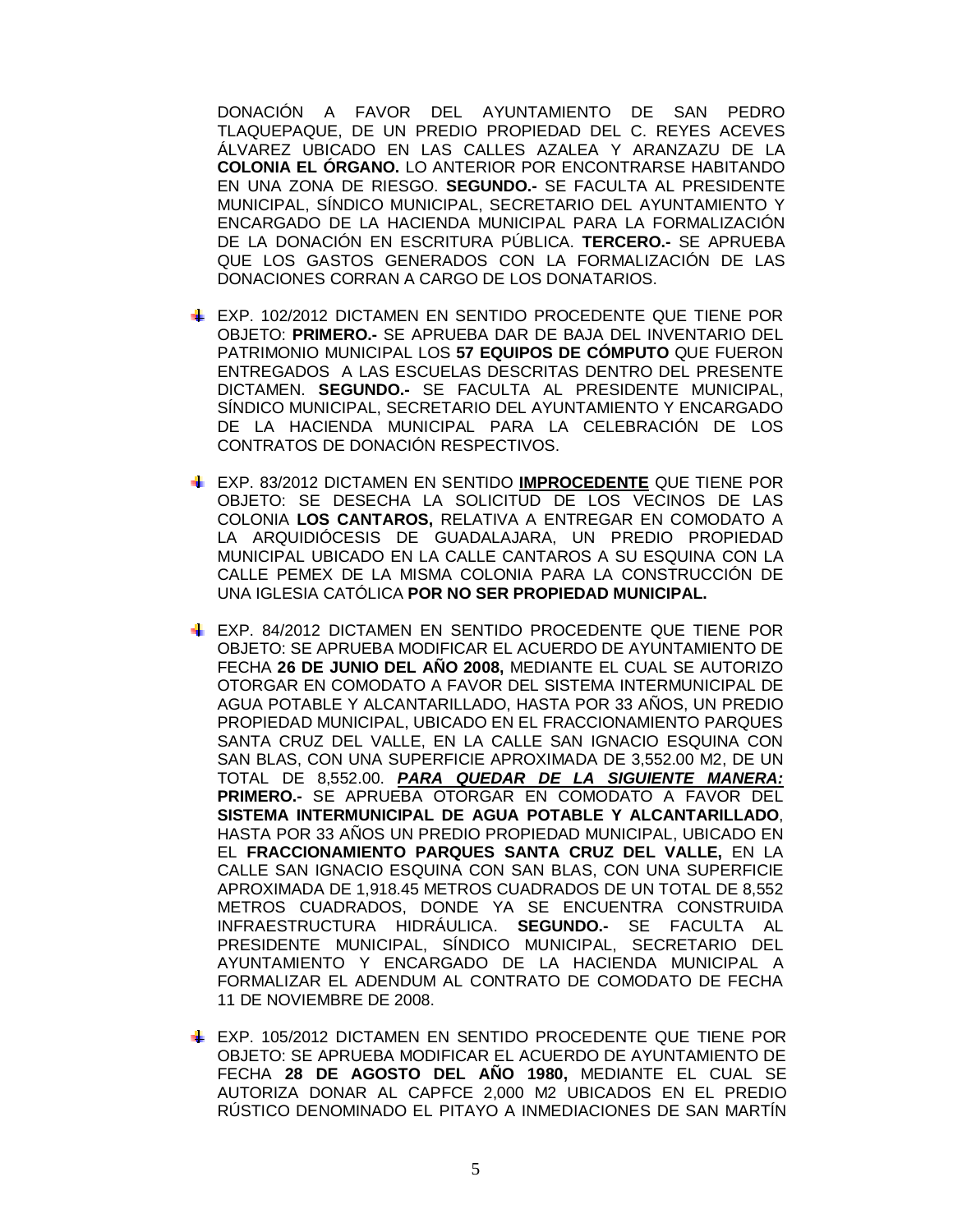DONACIÓN A FAVOR DEL AYUNTAMIENTO DE SAN PEDRO TLAQUEPAQUE, DE UN PREDIO PROPIEDAD DEL C. REYES ACEVES ÁLVAREZ UBICADO EN LAS CALLES AZALEA Y ARANZAZU DE LA **COLONIA EL ÓRGANO.** LO ANTERIOR POR ENCONTRARSE HABITANDO EN UNA ZONA DE RIESGO. **SEGUNDO.-** SE FACULTA AL PRESIDENTE MUNICIPAL, SÍNDICO MUNICIPAL, SECRETARIO DEL AYUNTAMIENTO Y ENCARGADO DE LA HACIENDA MUNICIPAL PARA LA FORMALIZACIÓN DE LA DONACIÓN EN ESCRITURA PÚBLICA. **TERCERO.-** SE APRUEBA QUE LOS GASTOS GENERADOS CON LA FORMALIZACIÓN DE LAS DONACIONES CORRAN A CARGO DE LOS DONATARIOS.

- EXP. 102/2012 DICTAMEN EN SENTIDO PROCEDENTE QUE TIENE POR OBJETO: **PRIMERO.-** SE APRUEBA DAR DE BAJA DEL INVENTARIO DEL PATRIMONIO MUNICIPAL LOS **57 EQUIPOS DE CÓMPUTO** QUE FUERON ENTREGADOS A LAS ESCUELAS DESCRITAS DENTRO DEL PRESENTE DICTAMEN. **SEGUNDO.-** SE FACULTA AL PRESIDENTE MUNICIPAL, SÍNDICO MUNICIPAL, SECRETARIO DEL AYUNTAMIENTO Y ENCARGADO DE LA HACIENDA MUNICIPAL PARA LA CELEBRACIÓN DE LOS CONTRATOS DE DONACIÓN RESPECTIVOS.

- EXP. 83/2012 DICTAMEN EN SENTIDO **IMPROCEDENTE** QUE TIENE POR OBJETO: SE DESECHA LA SOLICITUD DE LOS VECINOS DE LAS COLONIA **LOS CANTAROS,** RELATIVA A ENTREGAR EN COMODATO A LA ARQUIDIÓCESIS DE GUADALAJARA, UN PREDIO PROPIEDAD MUNICIPAL UBICADO EN LA CALLE CANTAROS A SU ESQUINA CON LA CALLE PEMEX DE LA MISMA COLONIA PARA LA CONSTRUCCIÓN DE UNA IGLESIA CATÓLICA **POR NO SER PROPIEDAD MUNICIPAL.**

- EXP. 84/2012 DICTAMEN EN SENTIDO PROCEDENTE QUE TIENE POR OBJETO: SE APRUEBA MODIFICAR EL ACUERDO DE AYUNTAMIENTO DE FECHA **26 DE JUNIO DEL AÑO 2008,** MEDIANTE EL CUAL SE AUTORIZO OTORGAR EN COMODATO A FAVOR DEL SISTEMA INTERMUNICIPAL DE AGUA POTABLE Y ALCANTARILLADO, HASTA POR 33 AÑOS, UN PREDIO PROPIEDAD MUNICIPAL, UBICADO EN EL FRACCIONAMIENTO PARQUES SANTA CRUZ DEL VALLE, EN LA CALLE SAN IGNACIO ESQUINA CON SAN BLAS, CON UNA SUPERFICIE APROXIMADA DE 3,552.00 M2, DE UN TOTAL DE 8,552.00. ***PARA QUEDAR DE LA SIGUIENTE MANERA:*** **PRIMERO.-** SE APRUEBA OTORGAR EN COMODATO A FAVOR DEL **SISTEMA INTERMUNICIPAL DE AGUA POTABLE Y ALCANTARILLADO**, HASTA POR 33 AÑOS UN PREDIO PROPIEDAD MUNICIPAL, UBICADO EN EL **FRACCIONAMIENTO PARQUES SANTA CRUZ DEL VALLE,** EN LA CALLE SAN IGNACIO ESQUINA CON SAN BLAS, CON UNA SUPERFICIE APROXIMADA DE 1,918.45 METROS CUADRADOS DE UN TOTAL DE 8,552 METROS CUADRADOS, DONDE YA SE ENCUENTRA CONSTRUIDA INFRAESTRUCTURA HIDRÁULICA. **SEGUNDO.-** SE FACULTA AL PRESIDENTE MUNICIPAL, SÍNDICO MUNICIPAL, SECRETARIO DEL AYUNTAMIENTO Y ENCARGADO DE LA HACIENDA MUNICIPAL A FORMALIZAR EL ADENDUM AL CONTRATO DE COMODATO DE FECHA 11 DE NOVIEMBRE DE 2008.

- EXP. 105/2012 DICTAMEN EN SENTIDO PROCEDENTE QUE TIENE POR OBJETO: SE APRUEBA MODIFICAR EL ACUERDO DE AYUNTAMIENTO DE FECHA **28 DE AGOSTO DEL AÑO 1980,** MEDIANTE EL CUAL SE AUTORIZA DONAR AL CAPFCE 2,000 M2 UBICADOS EN EL PREDIO RÚSTICO DENOMINADO EL PITAYO A INMEDIACIONES DE SAN MARTÍN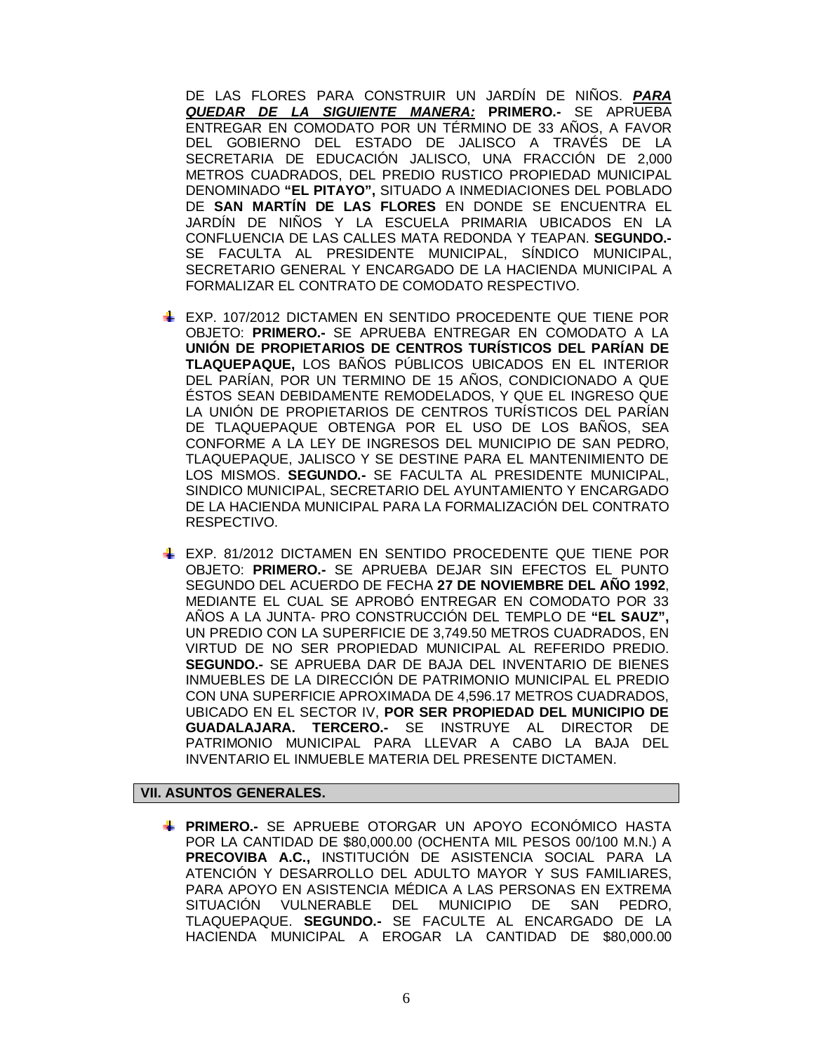DE LAS FLORES PARA CONSTRUIR UN JARDÍN DE NIÑOS. ***PARA QUEDAR DE LA SIGUIENTE MANERA:*** **PRIMERO.-** SE APRUEBA ENTREGAR EN COMODATO POR UN TÉRMINO DE 33 AÑOS, A FAVOR DEL GOBIERNO DEL ESTADO DE JALISCO A TRAVÉS DE LA SECRETARIA DE EDUCACIÓN JALISCO, UNA FRACCIÓN DE 2,000 METROS CUADRADOS, DEL PREDIO RUSTICO PROPIEDAD MUNICIPAL DENOMINADO **"EL PITAYO",** SITUADO A INMEDIACIONES DEL POBLADO DE **SAN MARTÍN DE LAS FLORES** EN DONDE SE ENCUENTRA EL JARDÍN DE NIÑOS Y LA ESCUELA PRIMARIA UBICADOS EN LA CONFLUENCIA DE LAS CALLES MATA REDONDA Y TEAPAN. **SEGUNDO.-** SE FACULTA AL PRESIDENTE MUNICIPAL, SÍNDICO MUNICIPAL, SECRETARIO GENERAL Y ENCARGADO DE LA HACIENDA MUNICIPAL A FORMALIZAR EL CONTRATO DE COMODATO RESPECTIVO.

- EXP. 107/2012 DICTAMEN EN SENTIDO PROCEDENTE QUE TIENE POR OBJETO: **PRIMERO.-** SE APRUEBA ENTREGAR EN COMODATO A LA **UNIÓN DE PROPIETARIOS DE CENTROS TURÍSTICOS DEL PARÍAN DE TLAQUEPAQUE,** LOS BAÑOS PÚBLICOS UBICADOS EN EL INTERIOR DEL PARÍAN, POR UN TERMINO DE 15 AÑOS, CONDICIONADO A QUE ÉSTOS SEAN DEBIDAMENTE REMODELADOS, Y QUE EL INGRESO QUE LA UNIÓN DE PROPIETARIOS DE CENTROS TURÍSTICOS DEL PARÍAN DE TLAQUEPAQUE OBTENGA POR EL USO DE LOS BAÑOS, SEA CONFORME A LA LEY DE INGRESOS DEL MUNICIPIO DE SAN PEDRO, TLAQUEPAQUE, JALISCO Y SE DESTINE PARA EL MANTENIMIENTO DE LOS MISMOS. **SEGUNDO.-** SE FACULTA AL PRESIDENTE MUNICIPAL, SINDICO MUNICIPAL, SECRETARIO DEL AYUNTAMIENTO Y ENCARGADO DE LA HACIENDA MUNICIPAL PARA LA FORMALIZACIÓN DEL CONTRATO RESPECTIVO.

- EXP. 81/2012 DICTAMEN EN SENTIDO PROCEDENTE QUE TIENE POR OBJETO: **PRIMERO.-** SE APRUEBA DEJAR SIN EFECTOS EL PUNTO SEGUNDO DEL ACUERDO DE FECHA **27 DE NOVIEMBRE DEL AÑO 1992**, MEDIANTE EL CUAL SE APROBÓ ENTREGAR EN COMODATO POR 33 AÑOS A LA JUNTA- PRO CONSTRUCCIÓN DEL TEMPLO DE **"EL SAUZ",** UN PREDIO CON LA SUPERFICIE DE 3,749.50 METROS CUADRADOS, EN VIRTUD DE NO SER PROPIEDAD MUNICIPAL AL REFERIDO PREDIO. **SEGUNDO.-** SE APRUEBA DAR DE BAJA DEL INVENTARIO DE BIENES INMUEBLES DE LA DIRECCIÓN DE PATRIMONIO MUNICIPAL EL PREDIO CON UNA SUPERFICIE APROXIMADA DE 4,596.17 METROS CUADRADOS, UBICADO EN EL SECTOR IV, **POR SER PROPIEDAD DEL MUNICIPIO DE GUADALAJARA. TERCERO.-** SE INSTRUYE AL DIRECTOR DE PATRIMONIO MUNICIPAL PARA LLEVAR A CABO LA BAJA DEL INVENTARIO EL INMUEBLE MATERIA DEL PRESENTE DICTAMEN.

## VII. ASUNTOS GENERALES.

- **PRIMERO.-** SE APRUEBE OTORGAR UN APOYO ECONÓMICO HASTA POR LA CANTIDAD DE $80,000.00 (OCHENTA MIL PESOS 00/100 M.N.) A **PRECOVIBA A.C.,** INSTITUCIÓN DE ASISTENCIA SOCIAL PARA LA ATENCIÓN Y DESARROLLO DEL ADULTO MAYOR Y SUS FAMILIARES, PARA APOYO EN ASISTENCIA MÉDICA A LAS PERSONAS EN EXTREMA SITUACIÓN VULNERABLE DEL MUNICIPIO DE SAN PEDRO, TLAQUEPAQUE. **SEGUNDO.-** SE FACULTE AL ENCARGADO DE LA HACIENDA MUNICIPAL A EROGAR LA CANTIDAD DE $80,000.00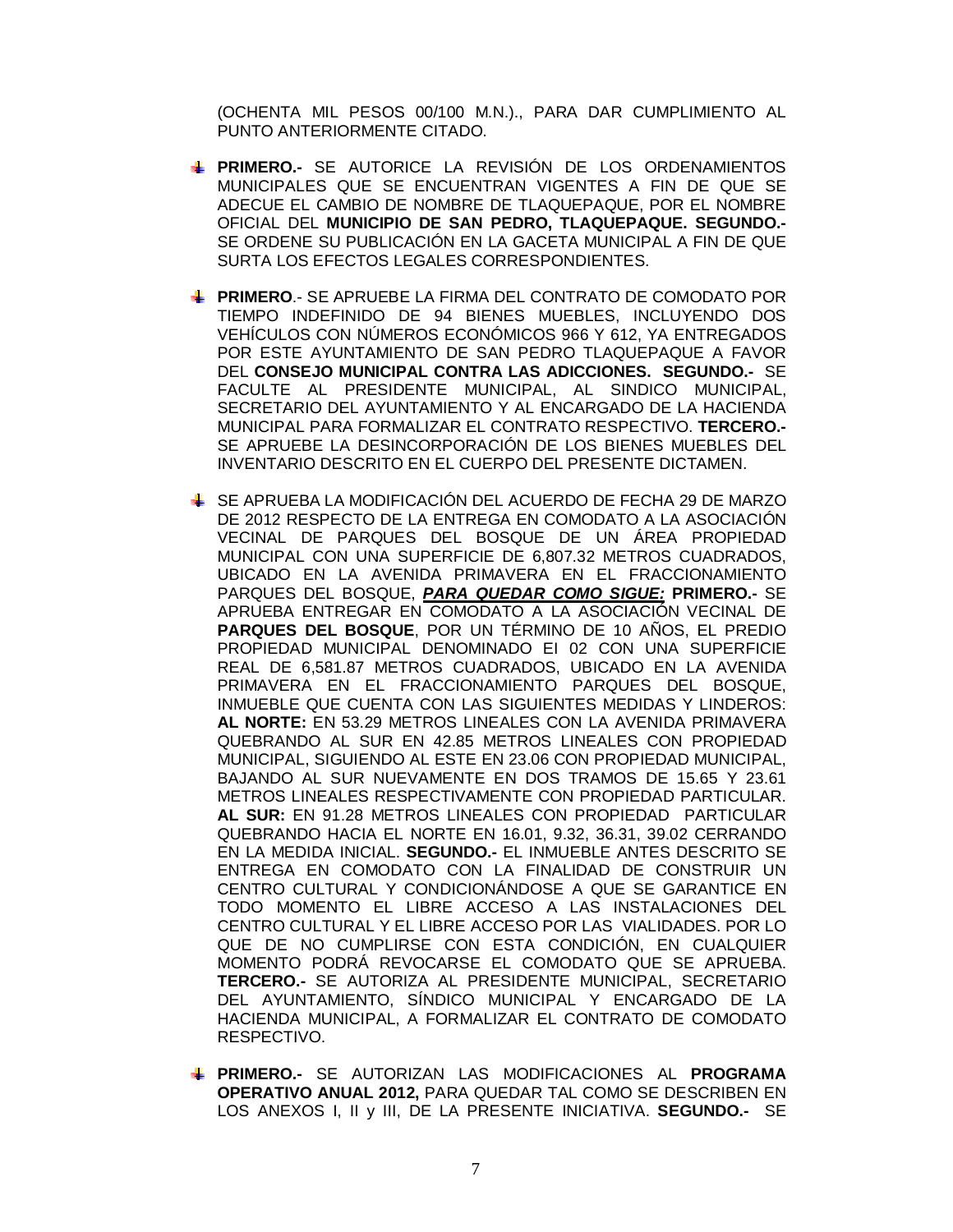(OCHENTA MIL PESOS 00/100 M.N.)., PARA DAR CUMPLIMIENTO AL PUNTO ANTERIORMENTE CITADO.

- **PRIMERO.-** SE AUTORICE LA REVISIÓN DE LOS ORDENAMIENTOS MUNICIPALES QUE SE ENCUENTRAN VIGENTES A FIN DE QUE SE ADECUE EL CAMBIO DE NOMBRE DE TLAQUEPAQUE, POR EL NOMBRE OFICIAL DEL **MUNICIPIO DE SAN PEDRO, TLAQUEPAQUE. SEGUNDO.-** SE ORDENE SU PUBLICACIÓN EN LA GACETA MUNICIPAL A FIN DE QUE SURTA LOS EFECTOS LEGALES CORRESPONDIENTES.

- **PRIMERO**.- SE APRUEBE LA FIRMA DEL CONTRATO DE COMODATO POR TIEMPO INDEFINIDO DE 94 BIENES MUEBLES, INCLUYENDO DOS VEHÍCULOS CON NÚMEROS ECONÓMICOS 966 Y 612, YA ENTREGADOS POR ESTE AYUNTAMIENTO DE SAN PEDRO TLAQUEPAQUE A FAVOR DEL **CONSEJO MUNICIPAL CONTRA LAS ADICCIONES. SEGUNDO.-** SE FACULTE AL PRESIDENTE MUNICIPAL, AL SINDICO MUNICIPAL, SECRETARIO DEL AYUNTAMIENTO Y AL ENCARGADO DE LA HACIENDA MUNICIPAL PARA FORMALIZAR EL CONTRATO RESPECTIVO. **TERCERO.-** SE APRUEBE LA DESINCORPORACIÓN DE LOS BIENES MUEBLES DEL INVENTARIO DESCRITO EN EL CUERPO DEL PRESENTE DICTAMEN.

- SE APRUEBA LA MODIFICACIÓN DEL ACUERDO DE FECHA 29 DE MARZO DE 2012 RESPECTO DE LA ENTREGA EN COMODATO A LA ASOCIACIÓN VECINAL DE PARQUES DEL BOSQUE DE UN ÁREA PROPIEDAD MUNICIPAL CON UNA SUPERFICIE DE 6,807.32 METROS CUADRADOS, UBICADO EN LA AVENIDA PRIMAVERA EN EL FRACCIONAMIENTO PARQUES DEL BOSQUE, ***PARA QUEDAR COMO SIGUE:*** **PRIMERO.-** SE APRUEBA ENTREGAR EN COMODATO A LA ASOCIACIÓN VECINAL DE **PARQUES DEL BOSQUE**, POR UN TÉRMINO DE 10 AÑOS, EL PREDIO PROPIEDAD MUNICIPAL DENOMINADO EI 02 CON UNA SUPERFICIE REAL DE 6,581.87 METROS CUADRADOS, UBICADO EN LA AVENIDA PRIMAVERA EN EL FRACCIONAMIENTO PARQUES DEL BOSQUE, INMUEBLE QUE CUENTA CON LAS SIGUIENTES MEDIDAS Y LINDEROS: **AL NORTE:** EN 53.29 METROS LINEALES CON LA AVENIDA PRIMAVERA QUEBRANDO AL SUR EN 42.85 METROS LINEALES CON PROPIEDAD MUNICIPAL, SIGUIENDO AL ESTE EN 23.06 CON PROPIEDAD MUNICIPAL, BAJANDO AL SUR NUEVAMENTE EN DOS TRAMOS DE 15.65 Y 23.61 METROS LINEALES RESPECTIVAMENTE CON PROPIEDAD PARTICULAR. **AL SUR:** EN 91.28 METROS LINEALES CON PROPIEDAD PARTICULAR QUEBRANDO HACIA EL NORTE EN 16.01, 9.32, 36.31, 39.02 CERRANDO EN LA MEDIDA INICIAL. **SEGUNDO.-** EL INMUEBLE ANTES DESCRITO SE ENTREGA EN COMODATO CON LA FINALIDAD DE CONSTRUIR UN CENTRO CULTURAL Y CONDICIONÁNDOSE A QUE SE GARANTICE EN TODO MOMENTO EL LIBRE ACCESO A LAS INSTALACIONES DEL CENTRO CULTURAL Y EL LIBRE ACCESO POR LAS VIALIDADES. POR LO QUE DE NO CUMPLIRSE CON ESTA CONDICIÓN, EN CUALQUIER MOMENTO PODRÁ REVOCARSE EL COMODATO QUE SE APRUEBA. **TERCERO.-** SE AUTORIZA AL PRESIDENTE MUNICIPAL, SECRETARIO DEL AYUNTAMIENTO, SÍNDICO MUNICIPAL Y ENCARGADO DE LA HACIENDA MUNICIPAL, A FORMALIZAR EL CONTRATO DE COMODATO RESPECTIVO.

- **PRIMERO.-** SE AUTORIZAN LAS MODIFICACIONES AL **PROGRAMA OPERATIVO ANUAL 2012,** PARA QUEDAR TAL COMO SE DESCRIBEN EN LOS ANEXOS I, II y III, DE LA PRESENTE INICIATIVA. **SEGUNDO.-** SE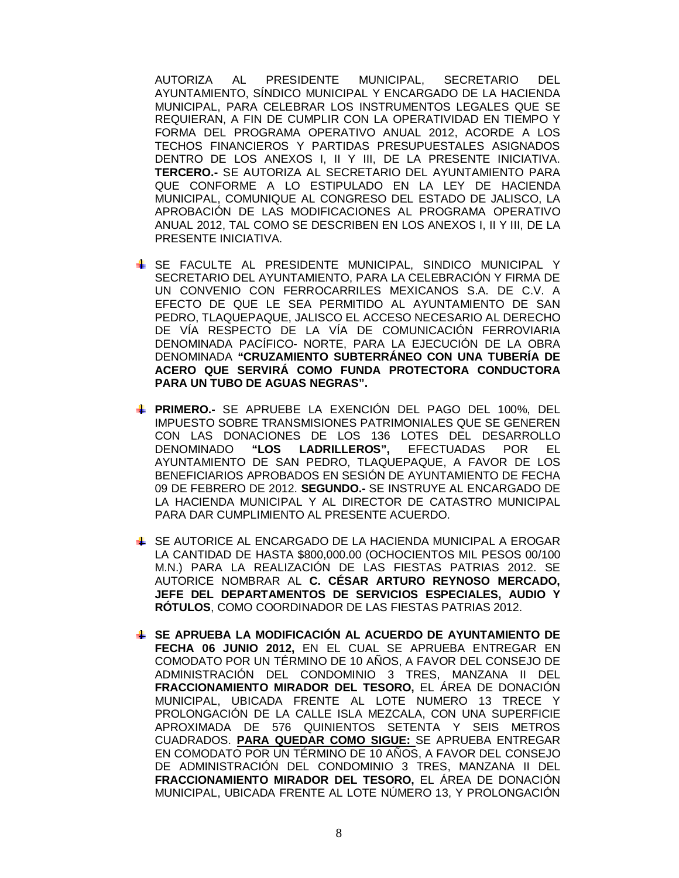AUTORIZA AL PRESIDENTE MUNICIPAL, SECRETARIO DEL AYUNTAMIENTO, SÍNDICO MUNICIPAL Y ENCARGADO DE LA HACIENDA MUNICIPAL, PARA CELEBRAR LOS INSTRUMENTOS LEGALES QUE SE REQUIERAN, A FIN DE CUMPLIR CON LA OPERATIVIDAD EN TIEMPO Y FORMA DEL PROGRAMA OPERATIVO ANUAL 2012, ACORDE A LOS TECHOS FINANCIEROS Y PARTIDAS PRESUPUESTALES ASIGNADOS DENTRO DE LOS ANEXOS I, II Y III, DE LA PRESENTE INICIATIVA. **TERCERO.-** SE AUTORIZA AL SECRETARIO DEL AYUNTAMIENTO PARA QUE CONFORME A LO ESTIPULADO EN LA LEY DE HACIENDA MUNICIPAL, COMUNIQUE AL CONGRESO DEL ESTADO DE JALISCO, LA APROBACIÓN DE LAS MODIFICACIONES AL PROGRAMA OPERATIVO ANUAL 2012, TAL COMO SE DESCRIBEN EN LOS ANEXOS I, II Y III, DE LA PRESENTE INICIATIVA.

- SE FACULTE AL PRESIDENTE MUNICIPAL, SINDICO MUNICIPAL Y SECRETARIO DEL AYUNTAMIENTO, PARA LA CELEBRACIÓN Y FIRMA DE UN CONVENIO CON FERROCARRILES MEXICANOS S.A. DE C.V. A EFECTO DE QUE LE SEA PERMITIDO AL AYUNTAMIENTO DE SAN PEDRO, TLAQUEPAQUE, JALISCO EL ACCESO NECESARIO AL DERECHO DE VÍA RESPECTO DE LA VÍA DE COMUNICACIÓN FERROVIARIA DENOMINADA PACÍFICO- NORTE, PARA LA EJECUCIÓN DE LA OBRA DENOMINADA **"CRUZAMIENTO SUBTERRÁNEO CON UNA TUBERÍA DE ACERO QUE SERVIRÁ COMO FUNDA PROTECTORA CONDUCTORA PARA UN TUBO DE AGUAS NEGRAS".**

- **PRIMERO.-** SE APRUEBE LA EXENCIÓN DEL PAGO DEL 100%, DEL IMPUESTO SOBRE TRANSMISIONES PATRIMONIALES QUE SE GENEREN CON LAS DONACIONES DE LOS 136 LOTES DEL DESARROLLO DENOMINADO **"LOS LADRILLEROS",** EFECTUADAS POR EL AYUNTAMIENTO DE SAN PEDRO, TLAQUEPAQUE, A FAVOR DE LOS BENEFICIARIOS APROBADOS EN SESIÓN DE AYUNTAMIENTO DE FECHA 09 DE FEBRERO DE 2012. **SEGUNDO.-** SE INSTRUYE AL ENCARGADO DE LA HACIENDA MUNICIPAL Y AL DIRECTOR DE CATASTRO MUNICIPAL PARA DAR CUMPLIMIENTO AL PRESENTE ACUERDO.

- SE AUTORICE AL ENCARGADO DE LA HACIENDA MUNICIPAL A EROGAR LA CANTIDAD DE HASTA $800,000.00 (OCHOCIENTOS MIL PESOS 00/100 M.N.) PARA LA REALIZACIÓN DE LAS FIESTAS PATRIAS 2012. SE AUTORICE NOMBRAR AL **C. CÉSAR ARTURO REYNOSO MERCADO, JEFE DEL DEPARTAMENTOS DE SERVICIOS ESPECIALES, AUDIO Y RÓTULOS**, COMO COORDINADOR DE LAS FIESTAS PATRIAS 2012.

- **SE APRUEBA LA MODIFICACIÓN AL ACUERDO DE AYUNTAMIENTO DE FECHA 06 JUNIO 2012,** EN EL CUAL SE APRUEBA ENTREGAR EN COMODATO POR UN TÉRMINO DE 10 AÑOS, A FAVOR DEL CONSEJO DE ADMINISTRACIÓN DEL CONDOMINIO 3 TRES, MANZANA II DEL **FRACCIONAMIENTO MIRADOR DEL TESORO,** EL ÁREA DE DONACIÓN MUNICIPAL, UBICADA FRENTE AL LOTE NUMERO 13 TRECE Y PROLONGACIÓN DE LA CALLE ISLA MEZCALA, CON UNA SUPERFICIE APROXIMADA DE 576 QUINIENTOS SETENTA Y SEIS METROS CUADRADOS. **<u>PARA QUEDAR COMO SIGUE:</u>** SE APRUEBA ENTREGAR EN COMODATO POR UN TÉRMINO DE 10 AÑOS, A FAVOR DEL CONSEJO DE ADMINISTRACIÓN DEL CONDOMINIO 3 TRES, MANZANA II DEL **FRACCIONAMIENTO MIRADOR DEL TESORO,** EL ÁREA DE DONACIÓN MUNICIPAL, UBICADA FRENTE AL LOTE NÚMERO 13, Y PROLONGACIÓN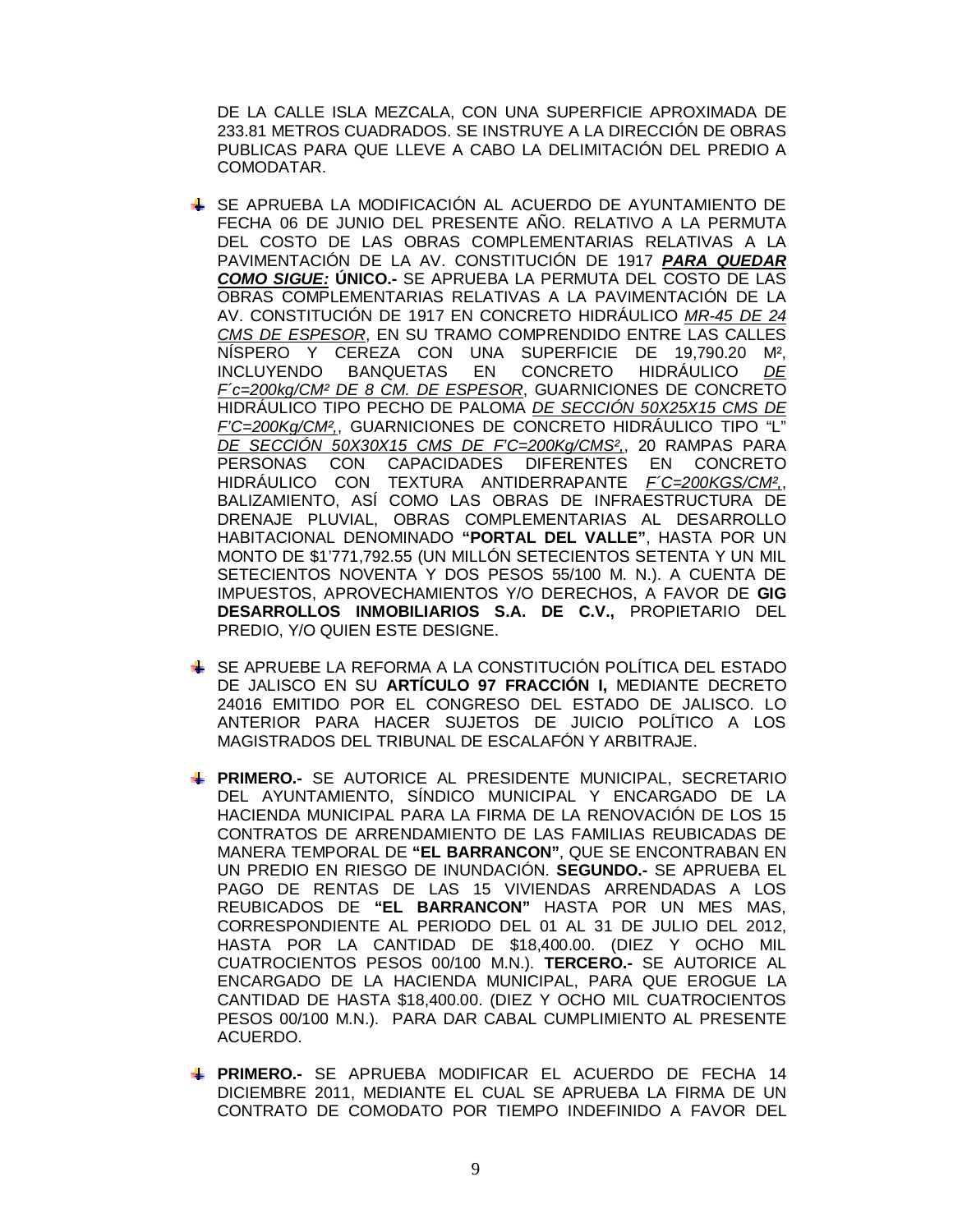DE LA CALLE ISLA MEZCALA, CON UNA SUPERFICIE APROXIMADA DE 233.81 METROS CUADRADOS. SE INSTRUYE A LA DIRECCIÓN DE OBRAS PUBLICAS PARA QUE LLEVE A CABO LA DELIMITACIÓN DEL PREDIO A COMODATAR.

- SE APRUEBA LA MODIFICACIÓN AL ACUERDO DE AYUNTAMIENTO DE FECHA 06 DE JUNIO DEL PRESENTE AÑO. RELATIVO A LA PERMUTA DEL COSTO DE LAS OBRAS COMPLEMENTARIAS RELATIVAS A LA PAVIMENTACIÓN DE LA AV. CONSTITUCIÓN DE 1917 ***PARA QUEDAR COMO SIGUE:*** **ÚNICO.-** SE APRUEBA LA PERMUTA DEL COSTO DE LAS OBRAS COMPLEMENTARIAS RELATIVAS A LA PAVIMENTACIÓN DE LA AV. CONSTITUCIÓN DE 1917 EN CONCRETO HIDRÁULICO *MR-45 DE 24 CMS DE ESPESOR*, EN SU TRAMO COMPRENDIDO ENTRE LAS CALLES NÍSPERO Y CEREZA CON UNA SUPERFICIE DE 19,790.20 M², INCLUYENDO BANQUETAS EN CONCRETO HIDRÁULICO *DE F´c=200kg/CM² DE 8 CM. DE ESPESOR*, GUARNICIONES DE CONCRETO HIDRÁULICO TIPO PECHO DE PALOMA *DE SECCIÓN 50X25X15 CMS DE F'C=200Kg/CM²,*, GUARNICIONES DE CONCRETO HIDRÁULICO TIPO "L" *DE SECCIÓN 50X30X15 CMS DE F'C=200Kg/CMS²,*, 20 RAMPAS PARA PERSONAS CON CAPACIDADES DIFERENTES EN CONCRETO HIDRÁULICO CON TEXTURA ANTIDERRAPANTE *F´C=200KGS/CM²,*, BALIZAMIENTO, ASÍ COMO LAS OBRAS DE INFRAESTRUCTURA DE DRENAJE PLUVIAL, OBRAS COMPLEMENTARIAS AL DESARROLLO HABITACIONAL DENOMINADO **"PORTAL DEL VALLE"**, HASTA POR UN MONTO DE $1'771,792.55 (UN MILLÓN SETECIENTOS SETENTA Y UN MIL SETECIENTOS NOVENTA Y DOS PESOS 55/100 M. N.). A CUENTA DE IMPUESTOS, APROVECHAMIENTOS Y/O DERECHOS, A FAVOR DE **GIG DESARROLLOS INMOBILIARIOS S.A. DE C.V.,** PROPIETARIO DEL PREDIO, Y/O QUIEN ESTE DESIGNE.

- SE APRUEBE LA REFORMA A LA CONSTITUCIÓN POLÍTICA DEL ESTADO DE JALISCO EN SU **ARTÍCULO 97 FRACCIÓN I,** MEDIANTE DECRETO 24016 EMITIDO POR EL CONGRESO DEL ESTADO DE JALISCO. LO ANTERIOR PARA HACER SUJETOS DE JUICIO POLÍTICO A LOS MAGISTRADOS DEL TRIBUNAL DE ESCALAFÓN Y ARBITRAJE.

- **PRIMERO.-** SE AUTORICE AL PRESIDENTE MUNICIPAL, SECRETARIO DEL AYUNTAMIENTO, SÍNDICO MUNICIPAL Y ENCARGADO DE LA HACIENDA MUNICIPAL PARA LA FIRMA DE LA RENOVACIÓN DE LOS 15 CONTRATOS DE ARRENDAMIENTO DE LAS FAMILIAS REUBICADAS DE MANERA TEMPORAL DE **"EL BARRANCON"**, QUE SE ENCONTRABAN EN UN PREDIO EN RIESGO DE INUNDACIÓN. **SEGUNDO.-** SE APRUEBA EL PAGO DE RENTAS DE LAS 15 VIVIENDAS ARRENDADAS A LOS REUBICADOS DE **"EL BARRANCON"** HASTA POR UN MES MAS, CORRESPONDIENTE AL PERIODO DEL 01 AL 31 DE JULIO DEL 2012, HASTA POR LA CANTIDAD DE $18,400.00. (DIEZ Y OCHO MIL CUATROCIENTOS PESOS 00/100 M.N.). **TERCERO.-** SE AUTORICE AL ENCARGADO DE LA HACIENDA MUNICIPAL, PARA QUE EROGUE LA CANTIDAD DE HASTA $18,400.00. (DIEZ Y OCHO MIL CUATROCIENTOS PESOS 00/100 M.N.). PARA DAR CABAL CUMPLIMIENTO AL PRESENTE ACUERDO.

- **PRIMERO.-** SE APRUEBA MODIFICAR EL ACUERDO DE FECHA 14 DICIEMBRE 2011, MEDIANTE EL CUAL SE APRUEBA LA FIRMA DE UN CONTRATO DE COMODATO POR TIEMPO INDEFINIDO A FAVOR DEL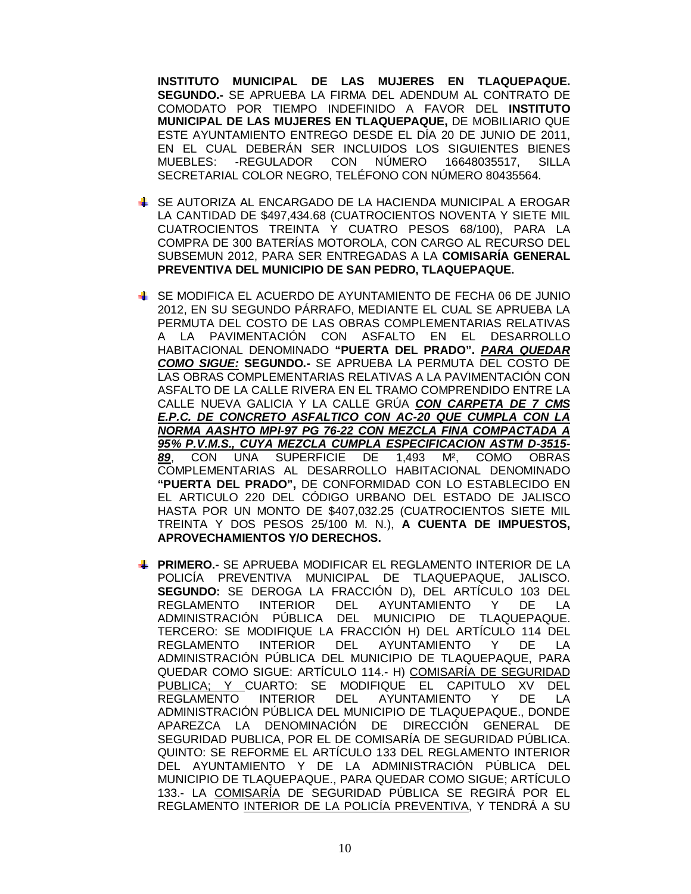**INSTITUTO MUNICIPAL DE LAS MUJERES EN TLAQUEPAQUE. SEGUNDO.-** SE APRUEBA LA FIRMA DEL ADENDUM AL CONTRATO DE COMODATO POR TIEMPO INDEFINIDO A FAVOR DEL **INSTITUTO MUNICIPAL DE LAS MUJERES EN TLAQUEPAQUE,** DE MOBILIARIO QUE ESTE AYUNTAMIENTO ENTREGO DESDE EL DÍA 20 DE JUNIO DE 2011, EN EL CUAL DEBERÁN SER INCLUIDOS LOS SIGUIENTES BIENES MUEBLES: -REGULADOR CON NÚMERO 16648035517, SILLA SECRETARIAL COLOR NEGRO, TELÉFONO CON NÚMERO 80435564.

- SE AUTORIZA AL ENCARGADO DE LA HACIENDA MUNICIPAL A EROGAR LA CANTIDAD DE $497,434.68 (CUATROCIENTOS NOVENTA Y SIETE MIL CUATROCIENTOS TREINTA Y CUATRO PESOS 68/100), PARA LA COMPRA DE 300 BATERÍAS MOTOROLA, CON CARGO AL RECURSO DEL SUBSEMUN 2012, PARA SER ENTREGADAS A LA **COMISARÍA GENERAL PREVENTIVA DEL MUNICIPIO DE SAN PEDRO, TLAQUEPAQUE.**

- SE MODIFICA EL ACUERDO DE AYUNTAMIENTO DE FECHA 06 DE JUNIO 2012, EN SU SEGUNDO PÁRRAFO, MEDIANTE EL CUAL SE APRUEBA LA PERMUTA DEL COSTO DE LAS OBRAS COMPLEMENTARIAS RELATIVAS A LA PAVIMENTACIÓN CON ASFALTO EN EL DESARROLLO HABITACIONAL DENOMINADO **"PUERTA DEL PRADO".** ***PARA QUEDAR COMO SIGUE:*** **SEGUNDO.-** SE APRUEBA LA PERMUTA DEL COSTO DE LAS OBRAS COMPLEMENTARIAS RELATIVAS A LA PAVIMENTACIÓN CON ASFALTO DE LA CALLE RIVERA EN EL TRAMO COMPRENDIDO ENTRE LA CALLE NUEVA GALICIA Y LA CALLE GRÚA ***CON CARPETA DE 7 CMS E.P.C. DE CONCRETO ASFALTICO CON AC-20 QUE CUMPLA CON LA NORMA AASHTO MPI-97 PG 76-22 CON MEZCLA FINA COMPACTADA A 95% P.V.M.S., CUYA MEZCLA CUMPLA ESPECIFICACION ASTM D-3515-89***, CON UNA SUPERFICIE DE 1,493 M², COMO OBRAS COMPLEMENTARIAS AL DESARROLLO HABITACIONAL DENOMINADO **"PUERTA DEL PRADO",** DE CONFORMIDAD CON LO ESTABLECIDO EN EL ARTICULO 220 DEL CÓDIGO URBANO DEL ESTADO DE JALISCO HASTA POR UN MONTO DE $407,032.25 (CUATROCIENTOS SIETE MIL TREINTA Y DOS PESOS 25/100 M. N.), **A CUENTA DE IMPUESTOS, APROVECHAMIENTOS Y/O DERECHOS.**

- **PRIMERO.-** SE APRUEBA MODIFICAR EL REGLAMENTO INTERIOR DE LA POLICÍA PREVENTIVA MUNICIPAL DE TLAQUEPAQUE, JALISCO. **SEGUNDO:** SE DEROGA LA FRACCIÓN D), DEL ARTÍCULO 103 DEL REGLAMENTO INTERIOR DEL AYUNTAMIENTO Y DE LA ADMINISTRACIÓN PÚBLICA DEL MUNICIPIO DE TLAQUEPAQUE. TERCERO: SE MODIFIQUE LA FRACCIÓN H) DEL ARTÍCULO 114 DEL REGLAMENTO INTERIOR DEL AYUNTAMIENTO Y DE LA ADMINISTRACIÓN PÚBLICA DEL MUNICIPIO DE TLAQUEPAQUE, PARA QUEDAR COMO SIGUE: ARTÍCULO 114.- H) <u>COMISARÍA DE SEGURIDAD PUBLICA; Y</u> CUARTO: SE MODIFIQUE EL CAPITULO XV DEL REGLAMENTO INTERIOR DEL AYUNTAMIENTO Y DE LA ADMINISTRACIÓN PÚBLICA DEL MUNICIPIO DE TLAQUEPAQUE., DONDE APAREZCA LA DENOMINACIÓN DE DIRECCIÓN GENERAL DE SEGURIDAD PUBLICA, POR EL DE COMISARÍA DE SEGURIDAD PÚBLICA. QUINTO: SE REFORME EL ARTÍCULO 133 DEL REGLAMENTO INTERIOR DEL AYUNTAMIENTO Y DE LA ADMINISTRACIÓN PÚBLICA DEL MUNICIPIO DE TLAQUEPAQUE., PARA QUEDAR COMO SIGUE; ARTÍCULO 133.- LA <u>COMISARÍA</u> DE SEGURIDAD PÚBLICA SE REGIRÁ POR EL REGLAMENTO <u>INTERIOR DE LA POLICÍA PREVENTIVA</u>, Y TENDRÁ A SU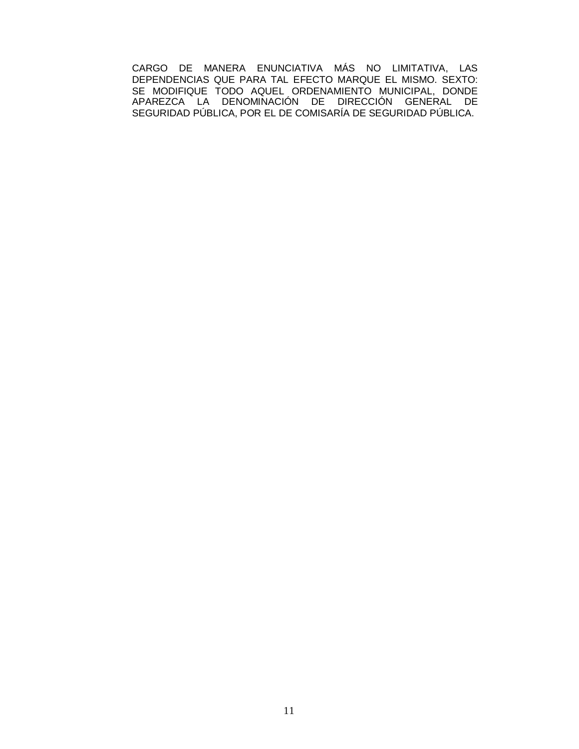CARGO DE MANERA ENUNCIATIVA MÁS NO LIMITATIVA, LAS DEPENDENCIAS QUE PARA TAL EFECTO MARQUE EL MISMO. SEXTO: SE MODIFIQUE TODO AQUEL ORDENAMIENTO MUNICIPAL, DONDE APAREZCA LA DENOMINACIÓN DE DIRECCIÓN GENERAL DE SEGURIDAD PÚBLICA, POR EL DE COMISARÍA DE SEGURIDAD PÚBLICA.